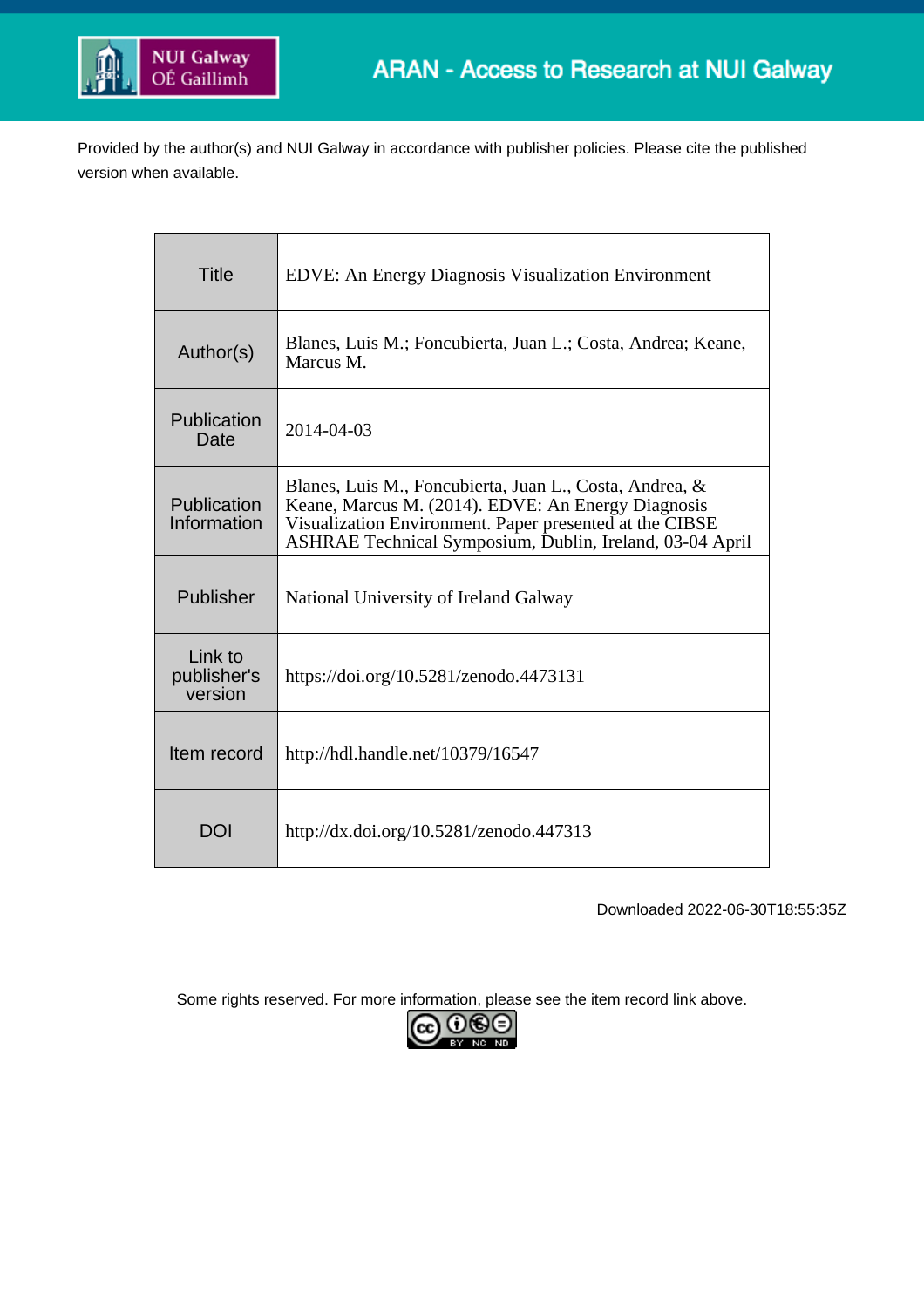ARAN - Access to Research at NUI Galway

Provided by the author(s) and NUI Galway in accordance with publisher policies. Please cite the published version when available.

| | |
|---|---|
| Title | EDVE: An Energy Diagnosis Visualization Environment |
| Author(s) | Blanes, Luis M.; Foncubierta, Juan L.; Costa, Andrea; Keane, Marcus M. |
| Publication Date | 2014-04-03 |
| Publication Information | Blanes, Luis M., Foncubierta, Juan L., Costa, Andrea, & Keane, Marcus M. (2014). EDVE: An Energy Diagnosis Visualization Environment. Paper presented at the CIBSE ASHRAE Technical Symposium, Dublin, Ireland, 03-04 April |
| Publisher | National University of Ireland Galway |
| Link to publisher's version | https://doi.org/10.5281/zenodo.4473131 |
| Item record | http://hdl.handle.net/10379/16547 |
| DOI | http://dx.doi.org/10.5281/zenodo.447313 |

Downloaded 2022-06-30T18:55:35Z

Some rights reserved. For more information, please see the item record link above.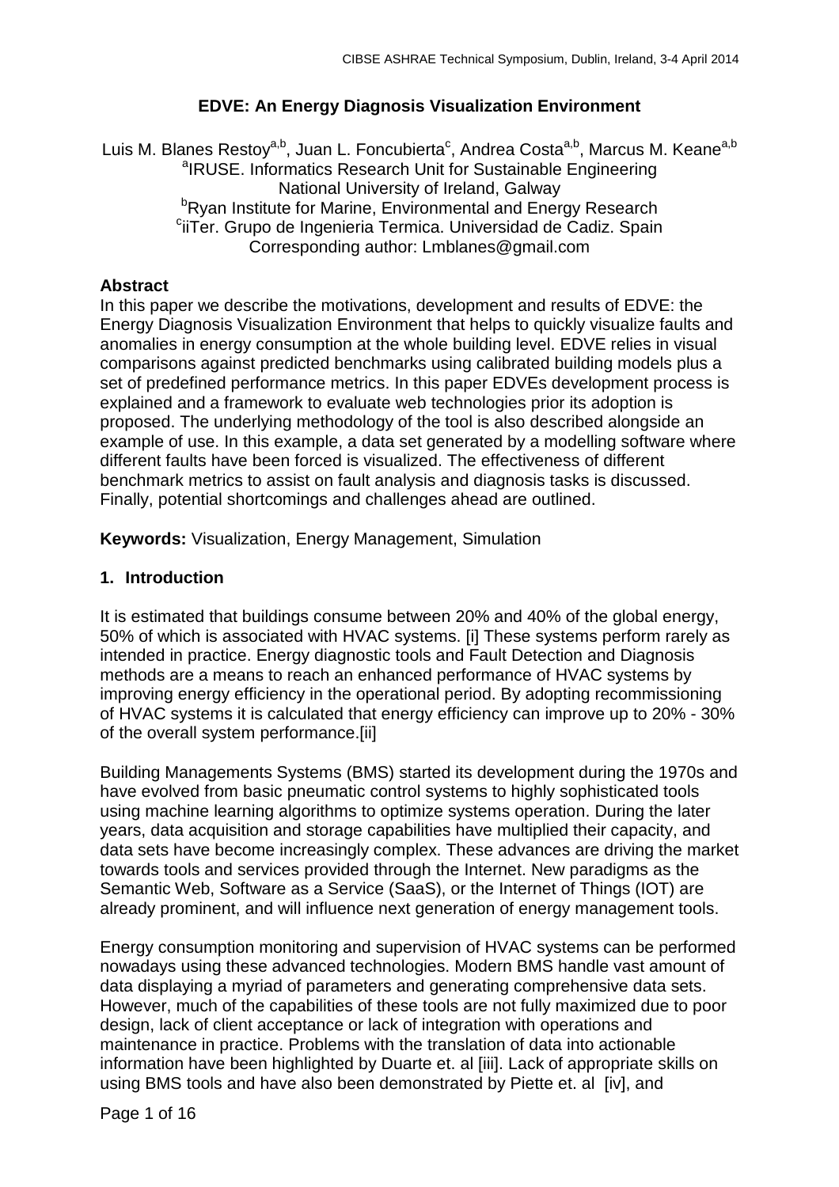# EDVE: An Energy Diagnosis Visualization Environment

Luis M. Blanes Restoy[a,b], Juan L. Foncubierta[c], Andrea Costa[a,b], Marcus M. Keane[a,b]

[a]IRUSE. Informatics Research Unit for Sustainable Engineering
National University of Ireland, Galway

[b]Ryan Institute for Marine, Environmental and Energy Research

[c]iiTer. Grupo de Ingenieria Termica. Universidad de Cadiz. Spain

Corresponding author: Lmblanes@gmail.com

**Abstract**

In this paper we describe the motivations, development and results of EDVE: the Energy Diagnosis Visualization Environment that helps to quickly visualize faults and anomalies in energy consumption at the whole building level. EDVE relies in visual comparisons against predicted benchmarks using calibrated building models plus a set of predefined performance metrics. In this paper EDVEs development process is explained and a framework to evaluate web technologies prior its adoption is proposed. The underlying methodology of the tool is also described alongside an example of use. In this example, a data set generated by a modelling software where different faults have been forced is visualized. The effectiveness of different benchmark metrics to assist on fault analysis and diagnosis tasks is discussed. Finally, potential shortcomings and challenges ahead are outlined.

**Keywords:** Visualization, Energy Management, Simulation

## 1. Introduction

It is estimated that buildings consume between 20% and 40% of the global energy, 50% of which is associated with HVAC systems. [i] These systems perform rarely as intended in practice. Energy diagnostic tools and Fault Detection and Diagnosis methods are a means to reach an enhanced performance of HVAC systems by improving energy efficiency in the operational period. By adopting recommissioning of HVAC systems it is calculated that energy efficiency can improve up to 20% - 30% of the overall system performance.[ii]

Building Managements Systems (BMS) started its development during the 1970s and have evolved from basic pneumatic control systems to highly sophisticated tools using machine learning algorithms to optimize systems operation. During the later years, data acquisition and storage capabilities have multiplied their capacity, and data sets have become increasingly complex. These advances are driving the market towards tools and services provided through the Internet. New paradigms as the Semantic Web, Software as a Service (SaaS), or the Internet of Things (IOT) are already prominent, and will influence next generation of energy management tools.

Energy consumption monitoring and supervision of HVAC systems can be performed nowadays using these advanced technologies. Modern BMS handle vast amount of data displaying a myriad of parameters and generating comprehensive data sets. However, much of the capabilities of these tools are not fully maximized due to poor design, lack of client acceptance or lack of integration with operations and maintenance in practice. Problems with the translation of data into actionable information have been highlighted by Duarte et. al [iii]. Lack of appropriate skills on using BMS tools and have also been demonstrated by Piette et. al [iv], and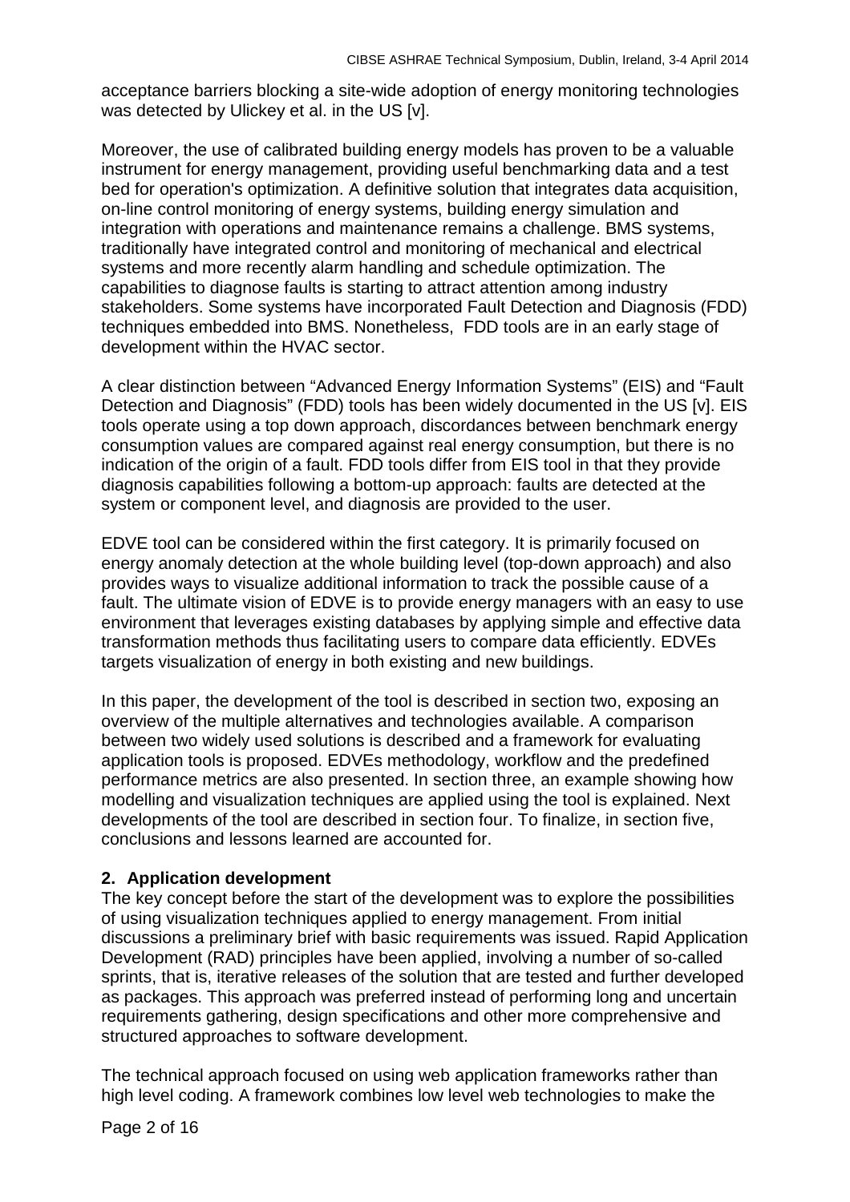acceptance barriers blocking a site-wide adoption of energy monitoring technologies was detected by Ulickey et al. in the US [v].

Moreover, the use of calibrated building energy models has proven to be a valuable instrument for energy management, providing useful benchmarking data and a test bed for operation's optimization. A definitive solution that integrates data acquisition, on-line control monitoring of energy systems, building energy simulation and integration with operations and maintenance remains a challenge. BMS systems, traditionally have integrated control and monitoring of mechanical and electrical systems and more recently alarm handling and schedule optimization. The capabilities to diagnose faults is starting to attract attention among industry stakeholders. Some systems have incorporated Fault Detection and Diagnosis (FDD) techniques embedded into BMS. Nonetheless, FDD tools are in an early stage of development within the HVAC sector.

A clear distinction between "Advanced Energy Information Systems" (EIS) and "Fault Detection and Diagnosis" (FDD) tools has been widely documented in the US [v]. EIS tools operate using a top down approach, discordances between benchmark energy consumption values are compared against real energy consumption, but there is no indication of the origin of a fault. FDD tools differ from EIS tool in that they provide diagnosis capabilities following a bottom-up approach: faults are detected at the system or component level, and diagnosis are provided to the user.

EDVE tool can be considered within the first category. It is primarily focused on energy anomaly detection at the whole building level (top-down approach) and also provides ways to visualize additional information to track the possible cause of a fault. The ultimate vision of EDVE is to provide energy managers with an easy to use environment that leverages existing databases by applying simple and effective data transformation methods thus facilitating users to compare data efficiently. EDVEs targets visualization of energy in both existing and new buildings.

In this paper, the development of the tool is described in section two, exposing an overview of the multiple alternatives and technologies available. A comparison between two widely used solutions is described and a framework for evaluating application tools is proposed. EDVEs methodology, workflow and the predefined performance metrics are also presented. In section three, an example showing how modelling and visualization techniques are applied using the tool is explained. Next developments of the tool are described in section four. To finalize, in section five, conclusions and lessons learned are accounted for.

## 2. Application development

The key concept before the start of the development was to explore the possibilities of using visualization techniques applied to energy management. From initial discussions a preliminary brief with basic requirements was issued. Rapid Application Development (RAD) principles have been applied, involving a number of so-called sprints, that is, iterative releases of the solution that are tested and further developed as packages. This approach was preferred instead of performing long and uncertain requirements gathering, design specifications and other more comprehensive and structured approaches to software development.

The technical approach focused on using web application frameworks rather than high level coding. A framework combines low level web technologies to make the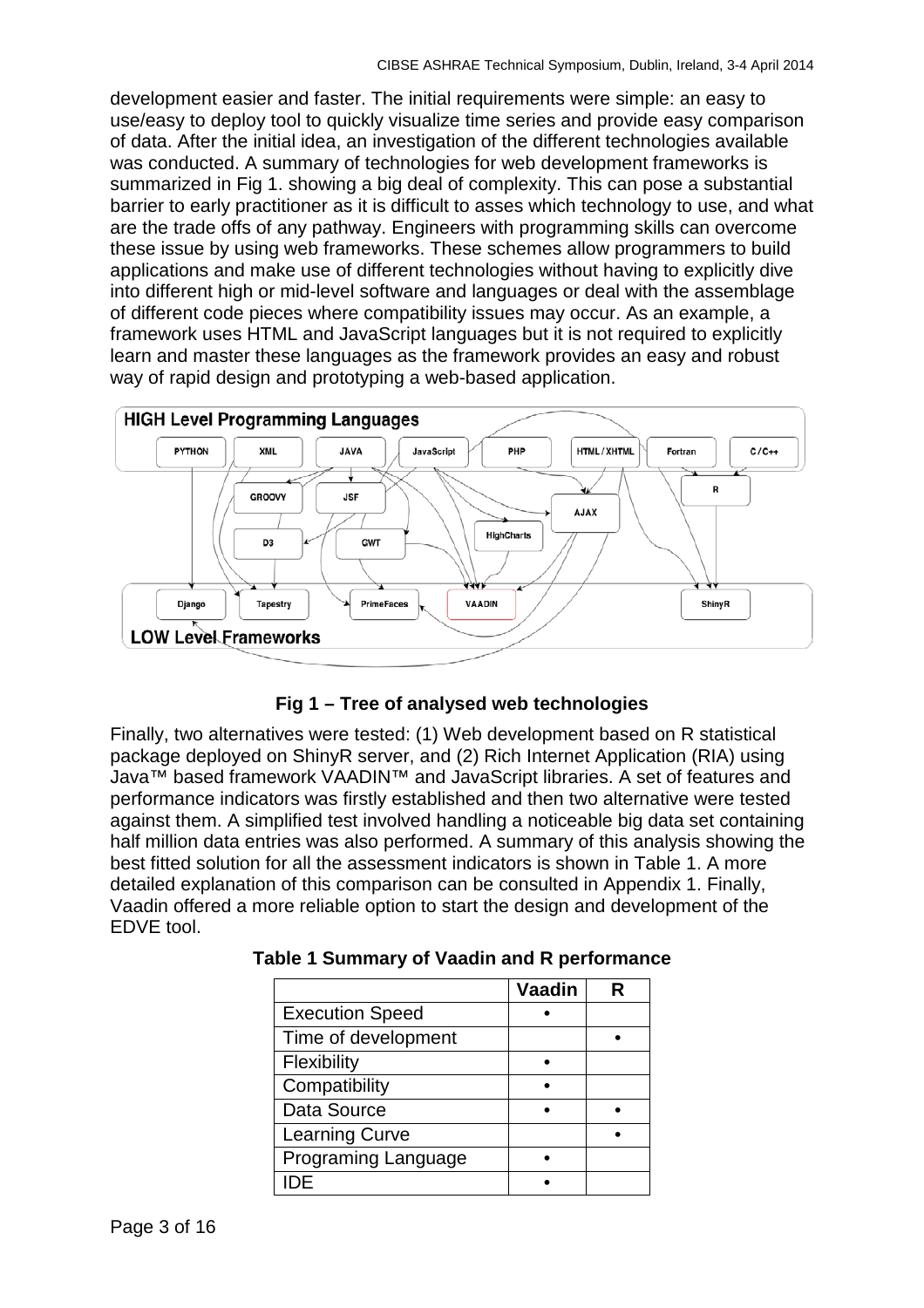development easier and faster. The initial requirements were simple: an easy to use/easy to deploy tool to quickly visualize time series and provide easy comparison of data. After the initial idea, an investigation of the different technologies available was conducted. A summary of technologies for web development frameworks is summarized in Fig 1. showing a big deal of complexity. This can pose a substantial barrier to early practitioner as it is difficult to asses which technology to use, and what are the trade offs of any pathway. Engineers with programming skills can overcome these issue by using web frameworks. These schemes allow programmers to build applications and make use of different technologies without having to explicitly dive into different high or mid-level software and languages or deal with the assemblage of different code pieces where compatibility issues may occur. As an example, a framework uses HTML and JavaScript languages but it is not required to explicitly learn and master these languages as the framework provides an easy and robust way of rapid design and prototyping a web-based application.

**Fig 1 – Tree of analysed web technologies**

Finally, two alternatives were tested: (1) Web development based on R statistical package deployed on ShinyR server, and (2) Rich Internet Application (RIA) using Java™ based framework VAADIN™ and JavaScript libraries. A set of features and performance indicators was firstly established and then two alternative were tested against them. A simplified test involved handling a noticeable big data set containing half million data entries was also performed. A summary of this analysis showing the best fitted solution for all the assessment indicators is shown in Table 1. A more detailed explanation of this comparison can be consulted in Appendix 1. Finally, Vaadin offered a more reliable option to start the design and development of the EDVE tool.

**Table 1 Summary of Vaadin and R performance**

| | Vaadin | R |
|---|---|---|
| Execution Speed | • | |
| Time of development | | • |
| Flexibility | • | |
| Compatibility | • | |
| Data Source | • | • |
| Learning Curve | | • |
| Programing Language | • | |
| IDE | • | |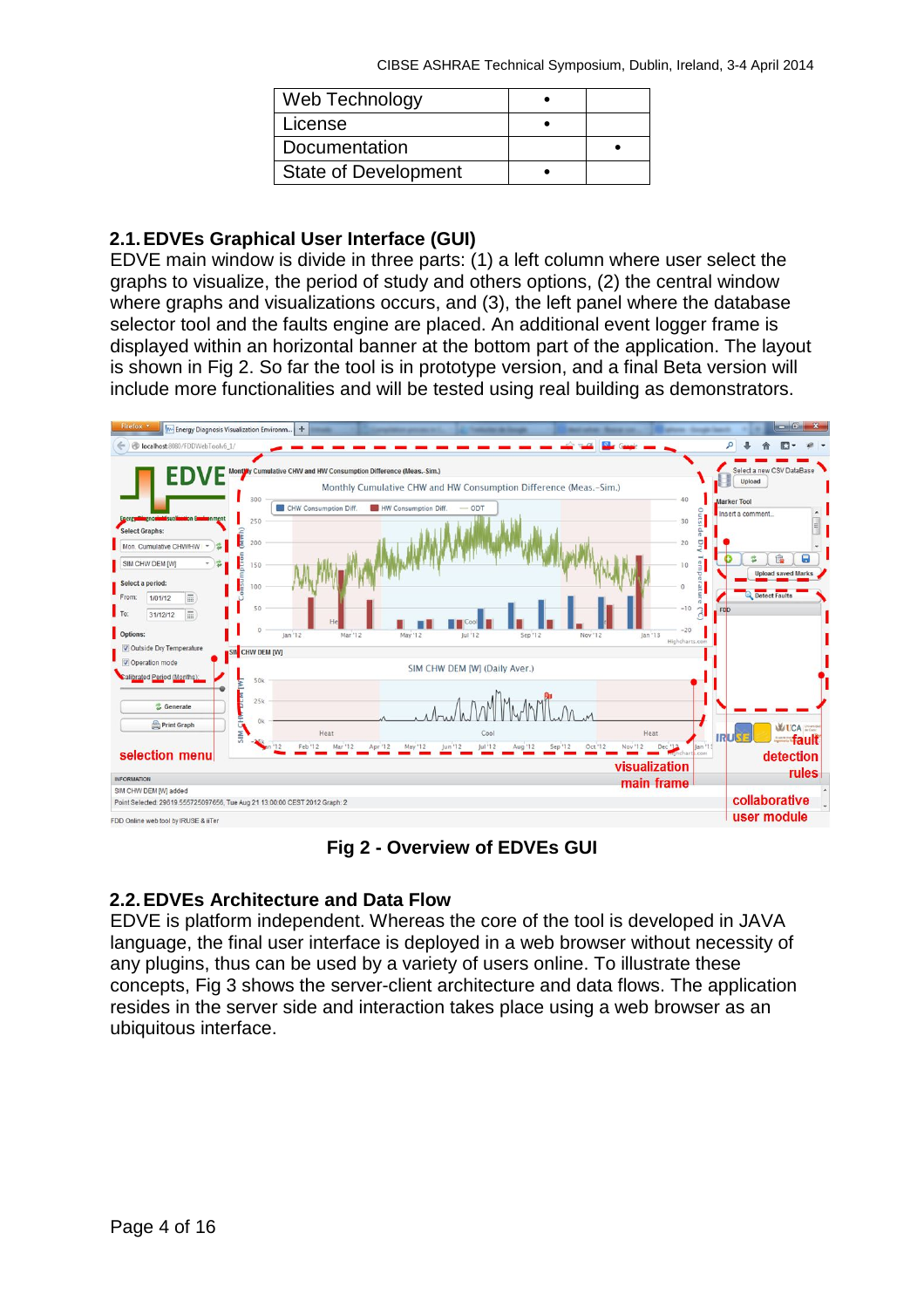| Web Technology | • | |
|---|---|---|
| License | • | |
| Documentation | | • |
| State of Development | • | |

## 2.1. EDVEs Graphical User Interface (GUI)

EDVE main window is divide in three parts: (1) a left column where user select the graphs to visualize, the period of study and others options, (2) the central window where graphs and visualizations occurs, and (3), the left panel where the database selector tool and the faults engine are placed. An additional event logger frame is displayed within an horizontal banner at the bottom part of the application. The layout is shown in Fig 2. So far the tool is in prototype version, and a final Beta version will include more functionalities and will be tested using real building as demonstrators.

**Fig 2 - Overview of EDVEs GUI**

## 2.2. EDVEs Architecture and Data Flow

EDVE is platform independent. Whereas the core of the tool is developed in JAVA language, the final user interface is deployed in a web browser without necessity of any plugins, thus can be used by a variety of users online. To illustrate these concepts, Fig 3 shows the server-client architecture and data flows. The application resides in the server side and interaction takes place using a web browser as an ubiquitous interface.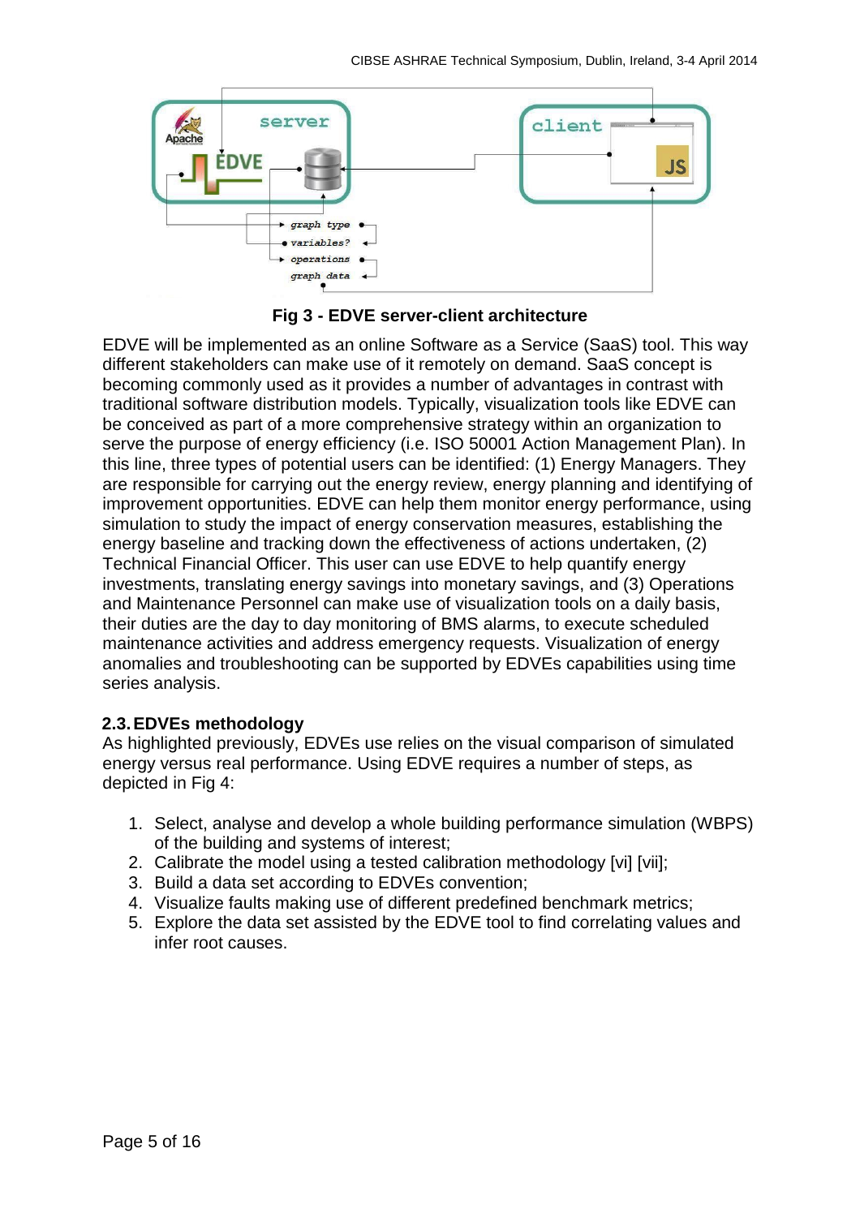**Fig 3 - EDVE server-client architecture**

EDVE will be implemented as an online Software as a Service (SaaS) tool. This way different stakeholders can make use of it remotely on demand. SaaS concept is becoming commonly used as it provides a number of advantages in contrast with traditional software distribution models. Typically, visualization tools like EDVE can be conceived as part of a more comprehensive strategy within an organization to serve the purpose of energy efficiency (i.e. ISO 50001 Action Management Plan). In this line, three types of potential users can be identified: (1) Energy Managers. They are responsible for carrying out the energy review, energy planning and identifying of improvement opportunities. EDVE can help them monitor energy performance, using simulation to study the impact of energy conservation measures, establishing the energy baseline and tracking down the effectiveness of actions undertaken, (2) Technical Financial Officer. This user can use EDVE to help quantify energy investments, translating energy savings into monetary savings, and (3) Operations and Maintenance Personnel can make use of visualization tools on a daily basis, their duties are the day to day monitoring of BMS alarms, to execute scheduled maintenance activities and address emergency requests. Visualization of energy anomalies and troubleshooting can be supported by EDVEs capabilities using time series analysis.

### 2.3. EDVEs methodology

As highlighted previously, EDVEs use relies on the visual comparison of simulated energy versus real performance. Using EDVE requires a number of steps, as depicted in Fig 4:

1. Select, analyse and develop a whole building performance simulation (WBPS) of the building and systems of interest;
2. Calibrate the model using a tested calibration methodology [vi] [vii];
3. Build a data set according to EDVEs convention;
4. Visualize faults making use of different predefined benchmark metrics;
5. Explore the data set assisted by the EDVE tool to find correlating values and infer root causes.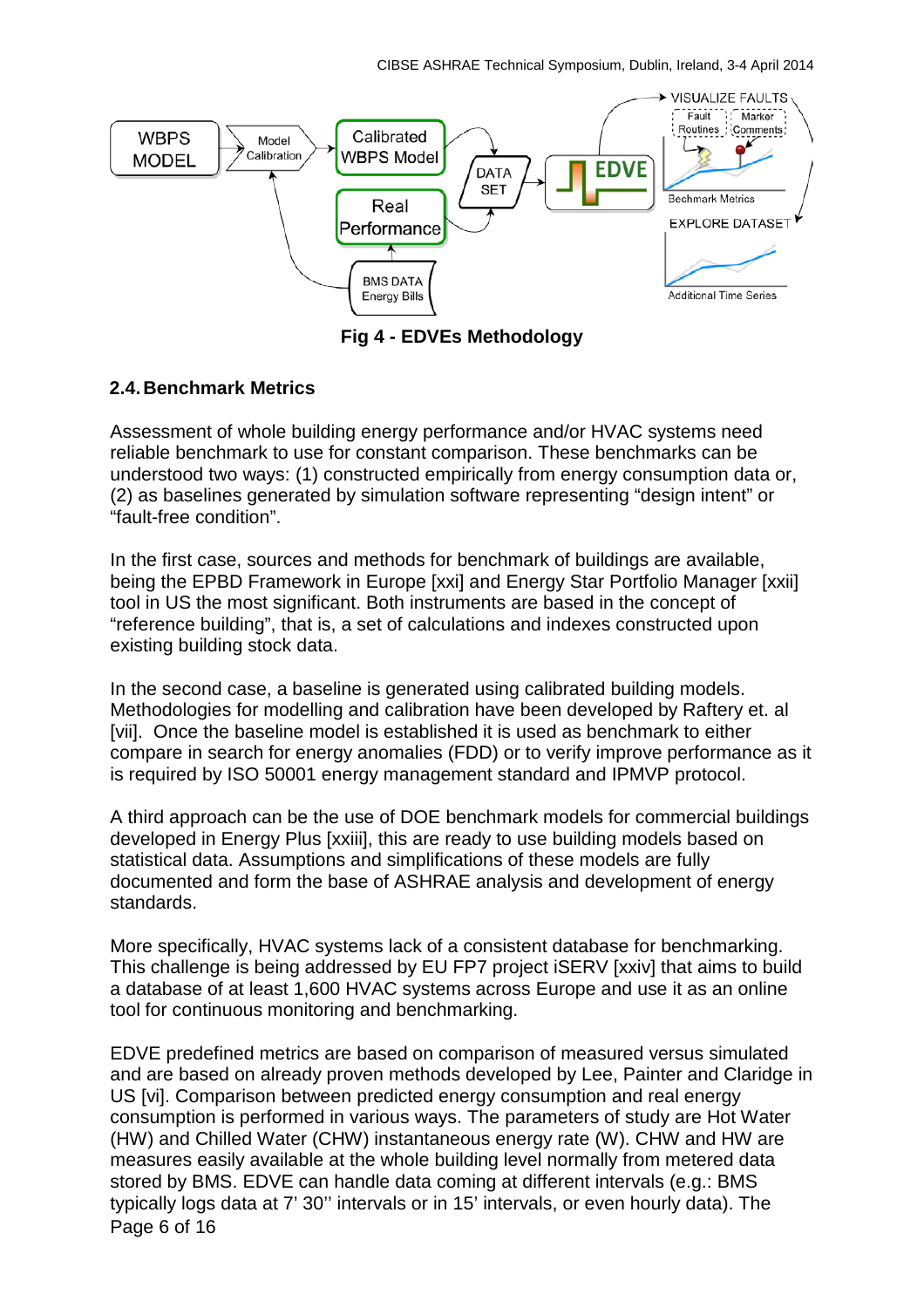Fig 4 - EDVEs Methodology

## 2.4. Benchmark Metrics

Assessment of whole building energy performance and/or HVAC systems need reliable benchmark to use for constant comparison. These benchmarks can be understood two ways: (1) constructed empirically from energy consumption data or, (2) as baselines generated by simulation software representing “design intent” or “fault-free condition”.

In the first case, sources and methods for benchmark of buildings are available, being the EPBD Framework in Europe [xxi] and Energy Star Portfolio Manager [xxii] tool in US the most significant. Both instruments are based in the concept of “reference building”, that is, a set of calculations and indexes constructed upon existing building stock data.

In the second case, a baseline is generated using calibrated building models. Methodologies for modelling and calibration have been developed by Raftery et. al [vii]. Once the baseline model is established it is used as benchmark to either compare in search for energy anomalies (FDD) or to verify improve performance as it is required by ISO 50001 energy management standard and IPMVP protocol.

A third approach can be the use of DOE benchmark models for commercial buildings developed in Energy Plus [xxiii], this are ready to use building models based on statistical data. Assumptions and simplifications of these models are fully documented and form the base of ASHRAE analysis and development of energy standards.

More specifically, HVAC systems lack of a consistent database for benchmarking. This challenge is being addressed by EU FP7 project iSERV [xxiv] that aims to build a database of at least 1,600 HVAC systems across Europe and use it as an online tool for continuous monitoring and benchmarking.

EDVE predefined metrics are based on comparison of measured versus simulated and are based on already proven methods developed by Lee, Painter and Claridge in US [vi]. Comparison between predicted energy consumption and real energy consumption is performed in various ways. The parameters of study are Hot Water (HW) and Chilled Water (CHW) instantaneous energy rate (W). CHW and HW are measures easily available at the whole building level normally from metered data stored by BMS. EDVE can handle data coming at different intervals (e.g.: BMS typically logs data at 7’ 30’’ intervals or in 15’ intervals, or even hourly data). The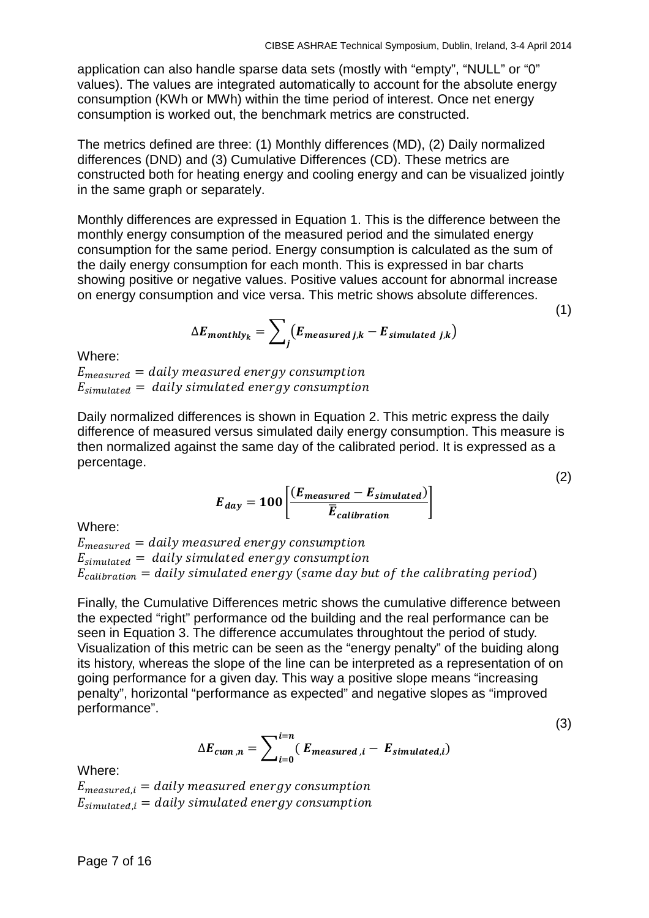application can also handle sparse data sets (mostly with “empty”, “NULL” or “0” values). The values are integrated automatically to account for the absolute energy consumption (KWh or MWh) within the time period of interest. Once net energy consumption is worked out, the benchmark metrics are constructed.

The metrics defined are three: (1) Monthly differences (MD), (2) Daily normalized differences (DND) and (3) Cumulative Differences (CD). These metrics are constructed both for heating energy and cooling energy and can be visualized jointly in the same graph or separately.

Monthly differences are expressed in Equation 1. This is the difference between the monthly energy consumption of the measured period and the simulated energy consumption for the same period. Energy consumption is calculated as the sum of the daily energy consumption for each month. This is expressed in bar charts showing positive or negative values. Positive values account for abnormal increase on energy consumption and vice versa. This metric shows absolute differences.

$$\Delta \boldsymbol{E}_{\boldsymbol{monthly}_{\boldsymbol{k}}} = \sum_{j} \left( \boldsymbol{E}_{\boldsymbol{measured}\,\boldsymbol{j},\boldsymbol{k}} - \boldsymbol{E}_{\boldsymbol{simulated}\ \boldsymbol{j},\boldsymbol{k}} \right) \tag{1}$$

Where:
$E_{measured} = daily\ measured\ energy\ consumption$
$E_{simulated} = \ daily\ simulated\ energy\ consumption$

Daily normalized differences is shown in Equation 2. This metric express the daily difference of measured versus simulated daily energy consumption. This measure is then normalized against the same day of the calibrated period. It is expressed as a percentage.

$$\boldsymbol{E}_{\boldsymbol{day}} = \boldsymbol{100} \left[ \frac{(\boldsymbol{E}_{\boldsymbol{measured}} - \boldsymbol{E}_{\boldsymbol{simulated}})}{\overline{\boldsymbol{E}}_{\boldsymbol{calibration}}} \right] \tag{2}$$

Where:
$E_{measured} = daily\ measured\ energy\ consumption$
$E_{simulated} = \ daily\ simulated\ energy\ consumption$
$E_{calibration} = daily\ simulated\ energy\ (same\ day\ but\ of\ the\ calibrating\ period)$

Finally, the Cumulative Differences metric shows the cumulative difference between the expected “right” performance od the building and the real performance can be seen in Equation 3. The difference accumulates throughtout the period of study. Visualization of this metric can be seen as the “energy penalty” of the buiding along its history, whereas the slope of the line can be interpreted as a representation of on going performance for a given day. This way a positive slope means “increasing penalty”, horizontal “performance as expected” and negative slopes as “improved performance”.

$$\Delta \boldsymbol{E}_{\boldsymbol{cum}\,,\boldsymbol{n}} = \sum_{\boldsymbol{i}=\boldsymbol{0}}^{\boldsymbol{i}=\boldsymbol{n}} (\ \boldsymbol{E}_{\boldsymbol{measured}\,,\boldsymbol{i}} - \ \boldsymbol{E}_{\boldsymbol{simulated},\boldsymbol{i}}) \tag{3}$$

Where:
$E_{measured,i} = daily\ measured\ energy\ consumption$
$E_{simulated,i} = daily\ simulated\ energy\ consumption$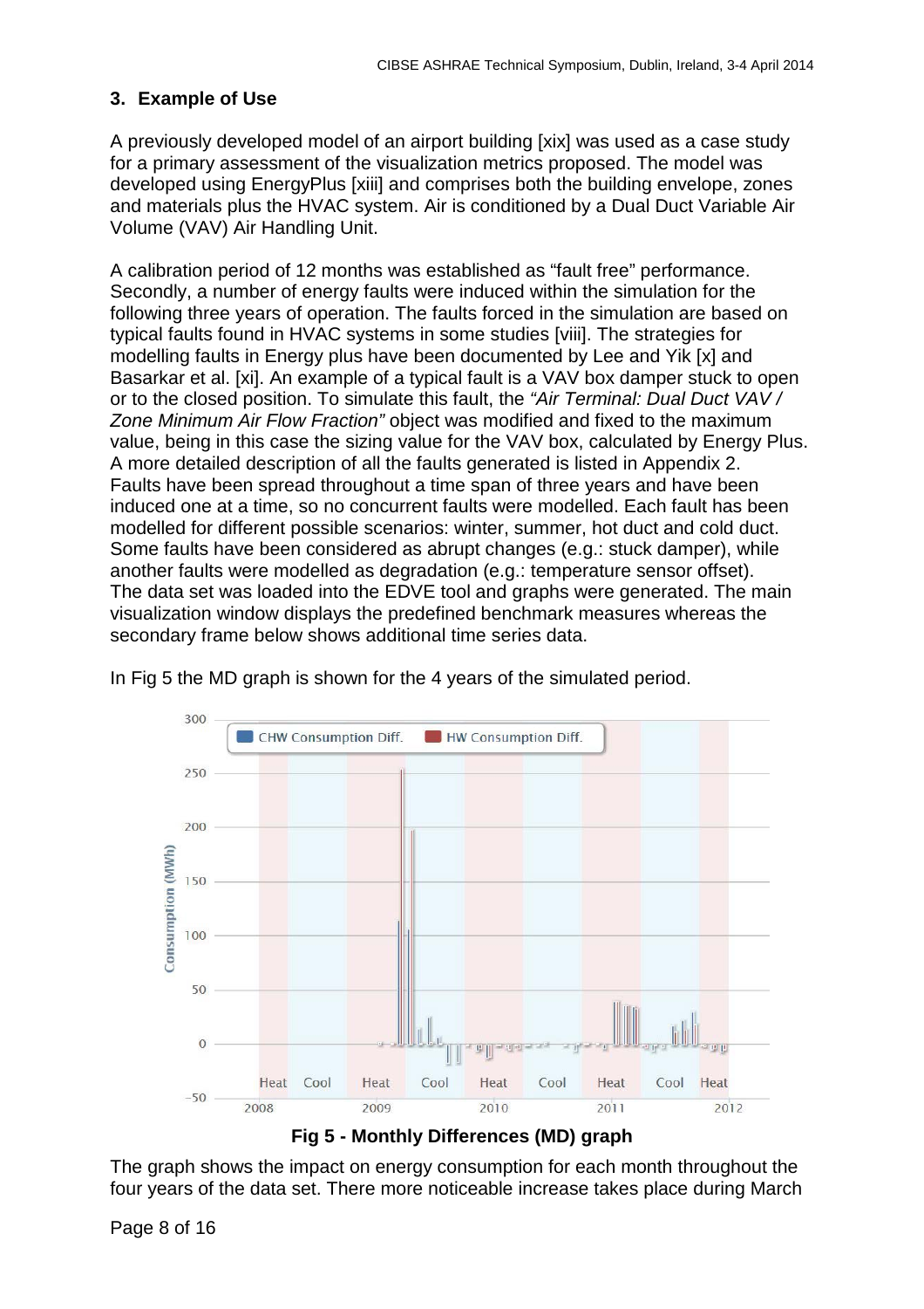## 3. Example of Use

A previously developed model of an airport building [xix] was used as a case study for a primary assessment of the visualization metrics proposed. The model was developed using EnergyPlus [xiii] and comprises both the building envelope, zones and materials plus the HVAC system. Air is conditioned by a Dual Duct Variable Air Volume (VAV) Air Handling Unit.

A calibration period of 12 months was established as "fault free" performance. Secondly, a number of energy faults were induced within the simulation for the following three years of operation. The faults forced in the simulation are based on typical faults found in HVAC systems in some studies [viii]. The strategies for modelling faults in Energy plus have been documented by Lee and Yik [x] and Basarkar et al. [xi]. An example of a typical fault is a VAV box damper stuck to open or to the closed position. To simulate this fault, the *"Air Terminal: Dual Duct VAV / Zone Minimum Air Flow Fraction"* object was modified and fixed to the maximum value, being in this case the sizing value for the VAV box, calculated by Energy Plus. A more detailed description of all the faults generated is listed in Appendix 2. Faults have been spread throughout a time span of three years and have been induced one at a time, so no concurrent faults were modelled. Each fault has been modelled for different possible scenarios: winter, summer, hot duct and cold duct. Some faults have been considered as abrupt changes (e.g.: stuck damper), while another faults were modelled as degradation (e.g.: temperature sensor offset). The data set was loaded into the EDVE tool and graphs were generated. The main visualization window displays the predefined benchmark measures whereas the secondary frame below shows additional time series data.

In Fig 5 the MD graph is shown for the 4 years of the simulated period.

**Fig 5 - Monthly Differences (MD) graph**

The graph shows the impact on energy consumption for each month throughout the four years of the data set. There more noticeable increase takes place during March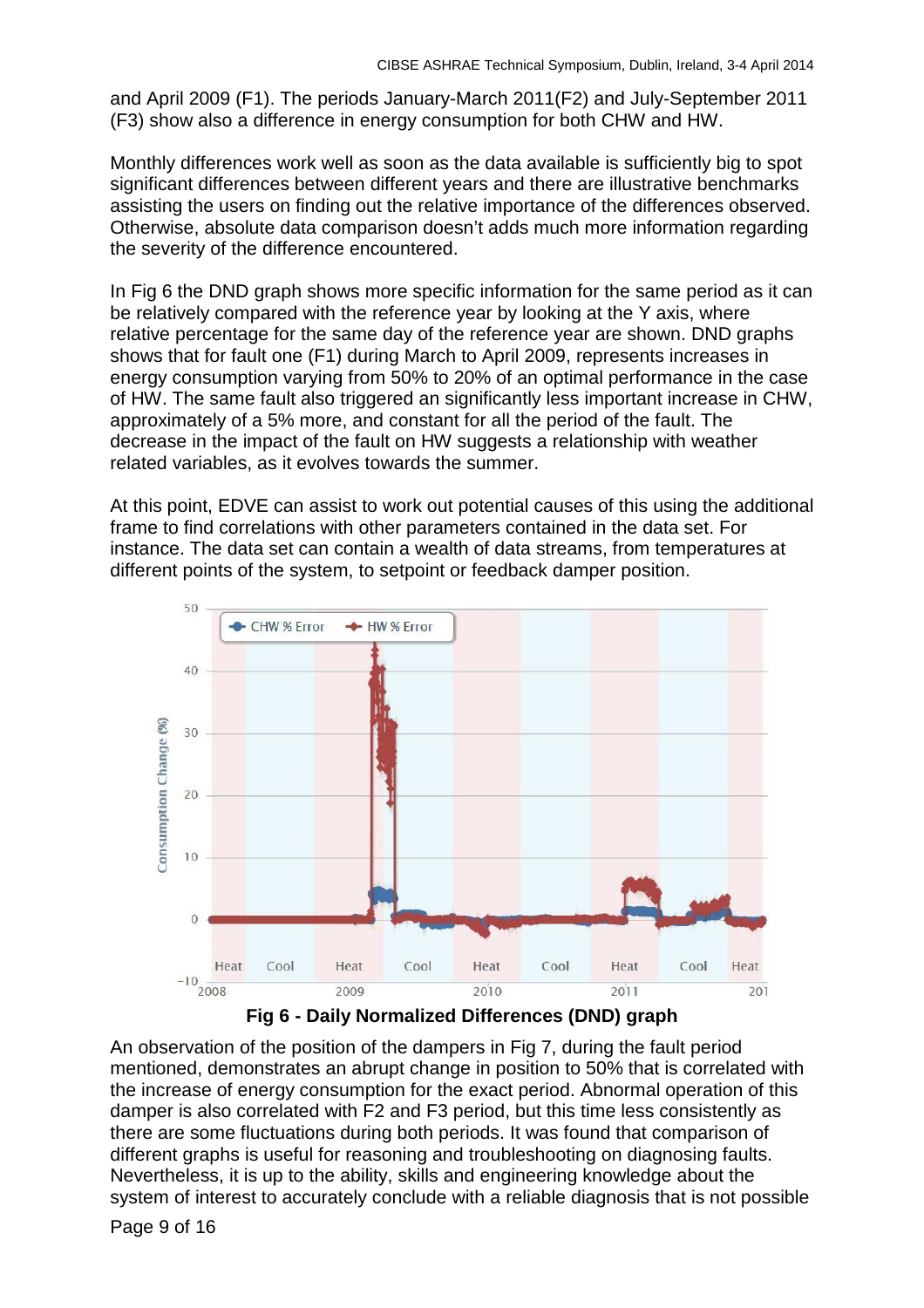and April 2009 (F1). The periods January-March 2011(F2) and July-September 2011 (F3) show also a difference in energy consumption for both CHW and HW.

Monthly differences work well as soon as the data available is sufficiently big to spot significant differences between different years and there are illustrative benchmarks assisting the users on finding out the relative importance of the differences observed. Otherwise, absolute data comparison doesn't adds much more information regarding the severity of the difference encountered.

In Fig 6 the DND graph shows more specific information for the same period as it can be relatively compared with the reference year by looking at the Y axis, where relative percentage for the same day of the reference year are shown. DND graphs shows that for fault one (F1) during March to April 2009, represents increases in energy consumption varying from 50% to 20% of an optimal performance in the case of HW. The same fault also triggered an significantly less important increase in CHW, approximately of a 5% more, and constant for all the period of the fault. The decrease in the impact of the fault on HW suggests a relationship with weather related variables, as it evolves towards the summer.

At this point, EDVE can assist to work out potential causes of this using the additional frame to find correlations with other parameters contained in the data set. For instance. The data set can contain a wealth of data streams, from temperatures at different points of the system, to setpoint or feedback damper position.

**Fig 6 - Daily Normalized Differences (DND) graph**

An observation of the position of the dampers in Fig 7, during the fault period mentioned, demonstrates an abrupt change in position to 50% that is correlated with the increase of energy consumption for the exact period. Abnormal operation of this damper is also correlated with F2 and F3 period, but this time less consistently as there are some fluctuations during both periods. It was found that comparison of different graphs is useful for reasoning and troubleshooting on diagnosing faults. Nevertheless, it is up to the ability, skills and engineering knowledge about the system of interest to accurately conclude with a reliable diagnosis that is not possible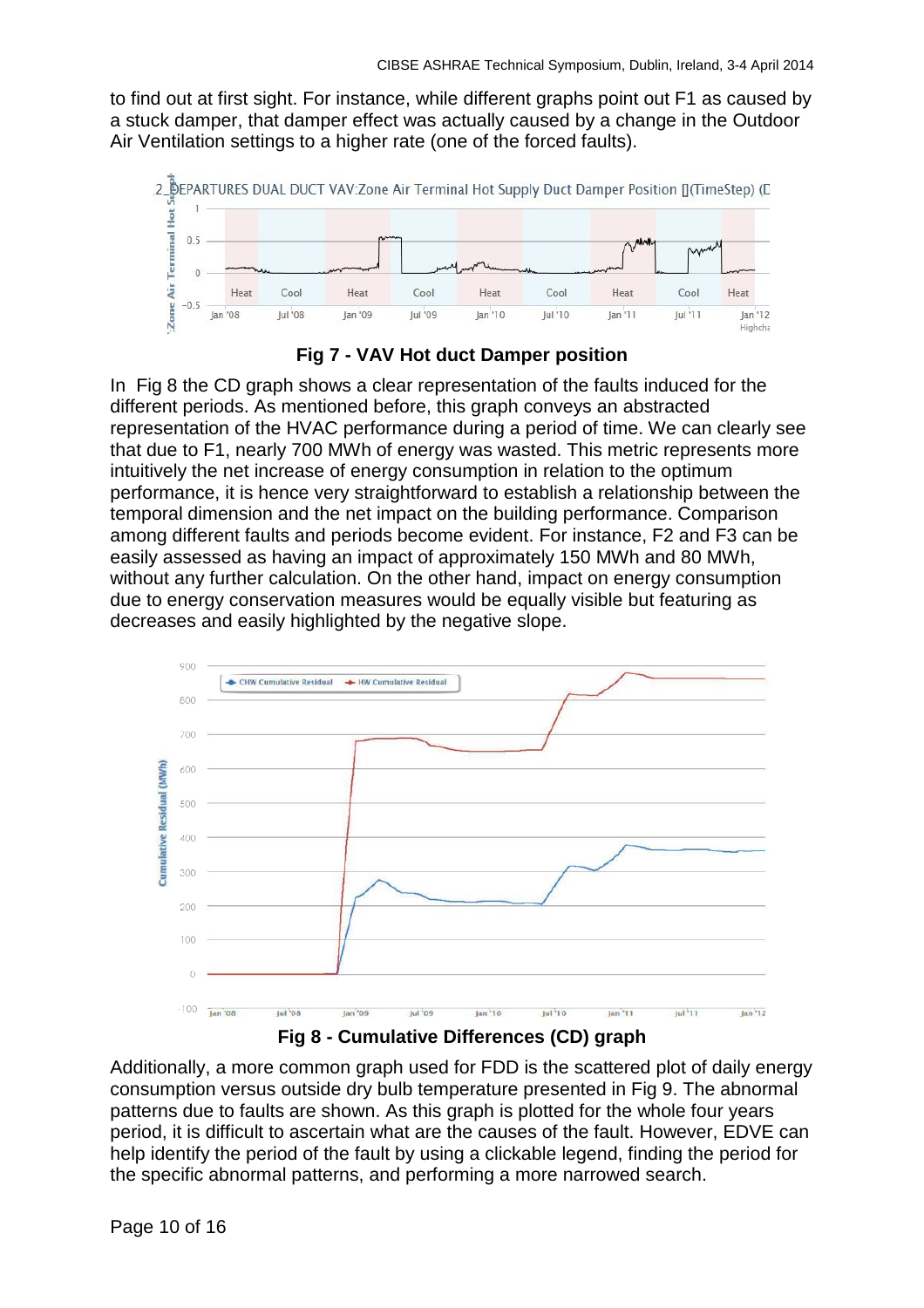to find out at first sight. For instance, while different graphs point out F1 as caused by a stuck damper, that damper effect was actually caused by a change in the Outdoor Air Ventilation settings to a higher rate (one of the forced faults).

**Fig 7 - VAV Hot duct Damper position**

In Fig 8 the CD graph shows a clear representation of the faults induced for the different periods. As mentioned before, this graph conveys an abstracted representation of the HVAC performance during a period of time. We can clearly see that due to F1, nearly 700 MWh of energy was wasted. This metric represents more intuitively the net increase of energy consumption in relation to the optimum performance, it is hence very straightforward to establish a relationship between the temporal dimension and the net impact on the building performance. Comparison among different faults and periods become evident. For instance, F2 and F3 can be easily assessed as having an impact of approximately 150 MWh and 80 MWh, without any further calculation. On the other hand, impact on energy consumption due to energy conservation measures would be equally visible but featuring as decreases and easily highlighted by the negative slope.

**Fig 8 - Cumulative Differences (CD) graph**

Additionally, a more common graph used for FDD is the scattered plot of daily energy consumption versus outside dry bulb temperature presented in Fig 9. The abnormal patterns due to faults are shown. As this graph is plotted for the whole four years period, it is difficult to ascertain what are the causes of the fault. However, EDVE can help identify the period of the fault by using a clickable legend, finding the period for the specific abnormal patterns, and performing a more narrowed search.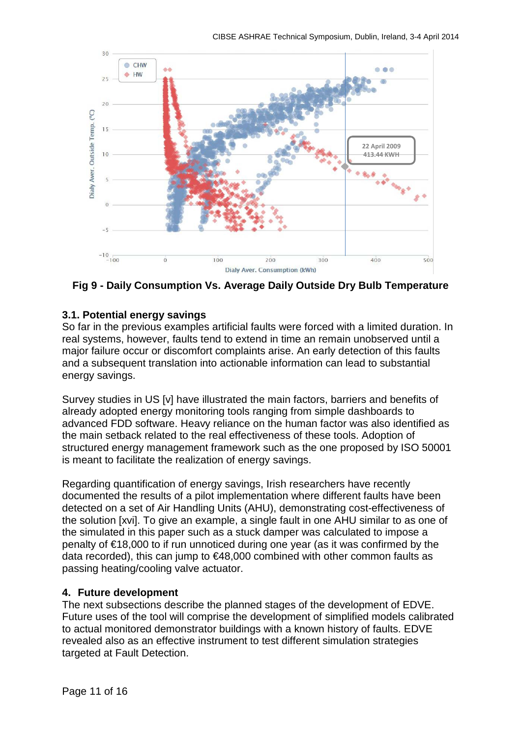Fig 9 - Daily Consumption Vs. Average Daily Outside Dry Bulb Temperature

### 3.1. Potential energy savings

So far in the previous examples artificial faults were forced with a limited duration. In real systems, however, faults tend to extend in time an remain unobserved until a major failure occur or discomfort complaints arise. An early detection of this faults and a subsequent translation into actionable information can lead to substantial energy savings.

Survey studies in US [v] have illustrated the main factors, barriers and benefits of already adopted energy monitoring tools ranging from simple dashboards to advanced FDD software. Heavy reliance on the human factor was also identified as the main setback related to the real effectiveness of these tools. Adoption of structured energy management framework such as the one proposed by ISO 50001 is meant to facilitate the realization of energy savings.

Regarding quantification of energy savings, Irish researchers have recently documented the results of a pilot implementation where different faults have been detected on a set of Air Handling Units (AHU), demonstrating cost-effectiveness of the solution [xvi]. To give an example, a single fault in one AHU similar to as one of the simulated in this paper such as a stuck damper was calculated to impose a penalty of €18,000 to if run unnoticed during one year (as it was confirmed by the data recorded), this can jump to €48,000 combined with other common faults as passing heating/cooling valve actuator.

## 4. Future development

The next subsections describe the planned stages of the development of EDVE. Future uses of the tool will comprise the development of simplified models calibrated to actual monitored demonstrator buildings with a known history of faults. EDVE revealed also as an effective instrument to test different simulation strategies targeted at Fault Detection.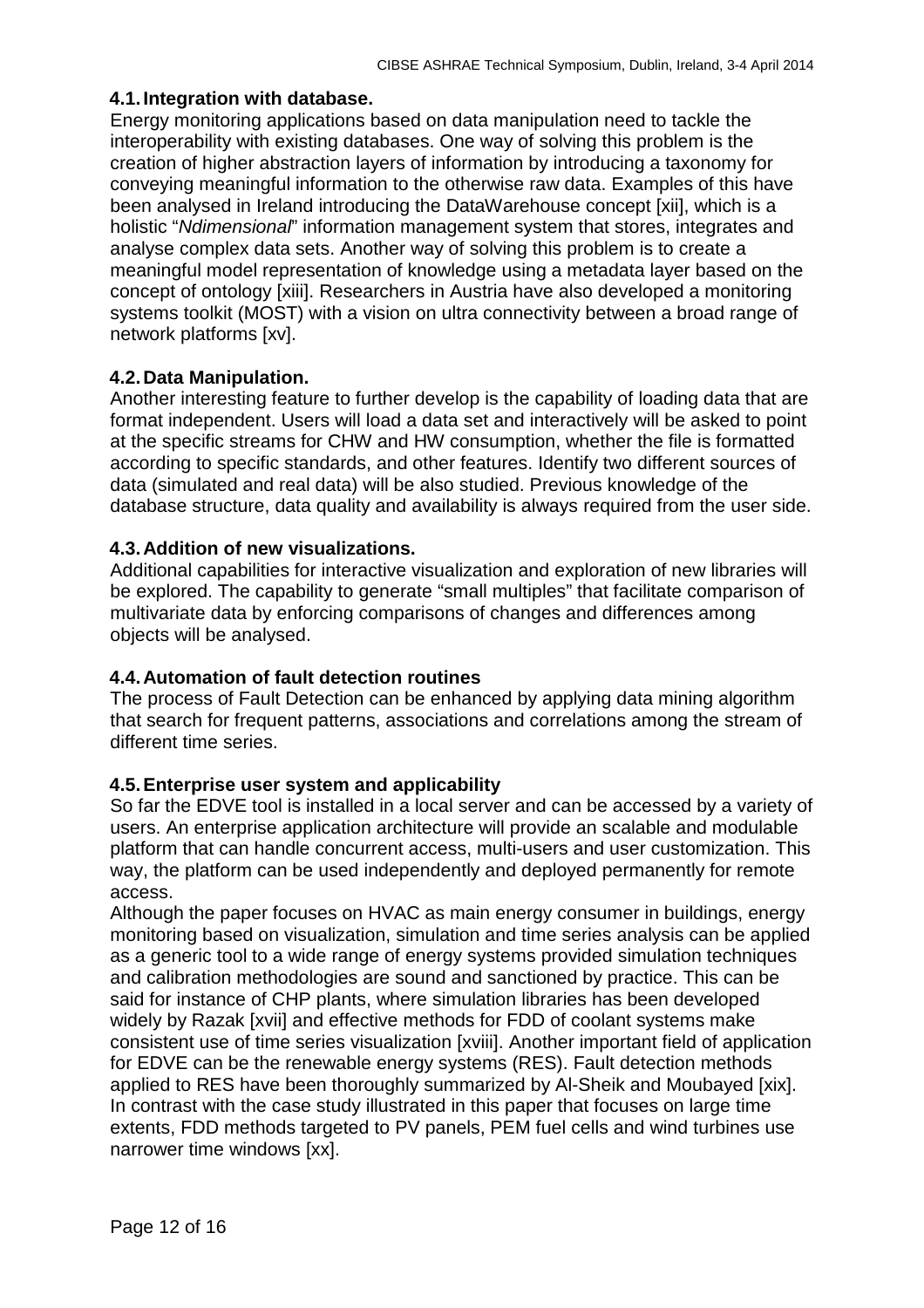### 4.1. Integration with database.

Energy monitoring applications based on data manipulation need to tackle the interoperability with existing databases. One way of solving this problem is the creation of higher abstraction layers of information by introducing a taxonomy for conveying meaningful information to the otherwise raw data. Examples of this have been analysed in Ireland introducing the DataWarehouse concept [xii], which is a holistic "*Ndimensional*" information management system that stores, integrates and analyse complex data sets. Another way of solving this problem is to create a meaningful model representation of knowledge using a metadata layer based on the concept of ontology [xiii]. Researchers in Austria have also developed a monitoring systems toolkit (MOST) with a vision on ultra connectivity between a broad range of network platforms [xv].

### 4.2. Data Manipulation.

Another interesting feature to further develop is the capability of loading data that are format independent. Users will load a data set and interactively will be asked to point at the specific streams for CHW and HW consumption, whether the file is formatted according to specific standards, and other features. Identify two different sources of data (simulated and real data) will be also studied. Previous knowledge of the database structure, data quality and availability is always required from the user side.

### 4.3. Addition of new visualizations.

Additional capabilities for interactive visualization and exploration of new libraries will be explored. The capability to generate "small multiples" that facilitate comparison of multivariate data by enforcing comparisons of changes and differences among objects will be analysed.

### 4.4. Automation of fault detection routines

The process of Fault Detection can be enhanced by applying data mining algorithm that search for frequent patterns, associations and correlations among the stream of different time series.

### 4.5. Enterprise user system and applicability

So far the EDVE tool is installed in a local server and can be accessed by a variety of users. An enterprise application architecture will provide an scalable and modulable platform that can handle concurrent access, multi-users and user customization. This way, the platform can be used independently and deployed permanently for remote access.

Although the paper focuses on HVAC as main energy consumer in buildings, energy monitoring based on visualization, simulation and time series analysis can be applied as a generic tool to a wide range of energy systems provided simulation techniques and calibration methodologies are sound and sanctioned by practice. This can be said for instance of CHP plants, where simulation libraries has been developed widely by Razak [xvii] and effective methods for FDD of coolant systems make consistent use of time series visualization [xviii]. Another important field of application for EDVE can be the renewable energy systems (RES). Fault detection methods applied to RES have been thoroughly summarized by Al-Sheik and Moubayed [xix]. In contrast with the case study illustrated in this paper that focuses on large time extents, FDD methods targeted to PV panels, PEM fuel cells and wind turbines use narrower time windows [xx].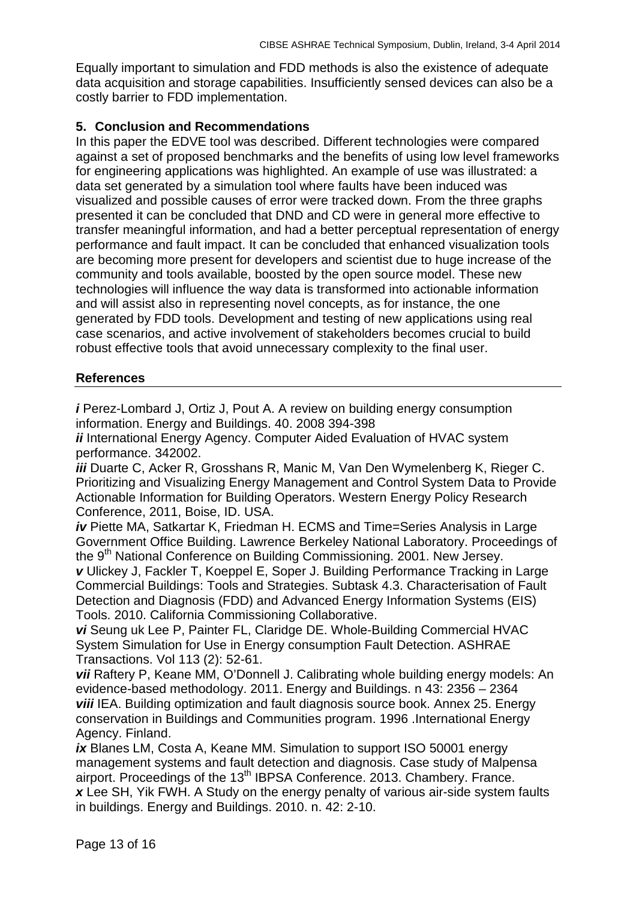Equally important to simulation and FDD methods is also the existence of adequate data acquisition and storage capabilities. Insufficiently sensed devices can also be a costly barrier to FDD implementation.

## 5. Conclusion and Recommendations

In this paper the EDVE tool was described. Different technologies were compared against a set of proposed benchmarks and the benefits of using low level frameworks for engineering applications was highlighted. An example of use was illustrated: a data set generated by a simulation tool where faults have been induced was visualized and possible causes of error were tracked down. From the three graphs presented it can be concluded that DND and CD were in general more effective to transfer meaningful information, and had a better perceptual representation of energy performance and fault impact. It can be concluded that enhanced visualization tools are becoming more present for developers and scientist due to huge increase of the community and tools available, boosted by the open source model. These new technologies will influence the way data is transformed into actionable information and will assist also in representing novel concepts, as for instance, the one generated by FDD tools. Development and testing of new applications using real case scenarios, and active involvement of stakeholders becomes crucial to build robust effective tools that avoid unnecessary complexity to the final user.

## References

***i*** Perez-Lombard J, Ortiz J, Pout A. A review on building energy consumption information. Energy and Buildings. 40. 2008 394-398

***ii*** International Energy Agency. Computer Aided Evaluation of HVAC system performance. 342002.

***iii*** Duarte C, Acker R, Grosshans R, Manic M, Van Den Wymelenberg K, Rieger C. Prioritizing and Visualizing Energy Management and Control System Data to Provide Actionable Information for Building Operators. Western Energy Policy Research Conference, 2011, Boise, ID. USA.

***iv*** Piette MA, Satkartar K, Friedman H. ECMS and Time=Series Analysis in Large Government Office Building. Lawrence Berkeley National Laboratory. Proceedings of the 9th National Conference on Building Commissioning. 2001. New Jersey.

***v*** Ulickey J, Fackler T, Koeppel E, Soper J. Building Performance Tracking in Large Commercial Buildings: Tools and Strategies. Subtask 4.3. Characterisation of Fault Detection and Diagnosis (FDD) and Advanced Energy Information Systems (EIS) Tools. 2010. California Commissioning Collaborative.

***vi*** Seung uk Lee P, Painter FL, Claridge DE. Whole-Building Commercial HVAC System Simulation for Use in Energy consumption Fault Detection. ASHRAE Transactions. Vol 113 (2): 52-61.

***vii*** Raftery P, Keane MM, O'Donnell J. Calibrating whole building energy models: An evidence-based methodology. 2011. Energy and Buildings. n 43: 2356 – 2364

***viii*** IEA. Building optimization and fault diagnosis source book. Annex 25. Energy conservation in Buildings and Communities program. 1996 .International Energy Agency. Finland.

***ix*** Blanes LM, Costa A, Keane MM. Simulation to support ISO 50001 energy management systems and fault detection and diagnosis. Case study of Malpensa airport. Proceedings of the 13th IBPSA Conference. 2013. Chambery. France.

***x*** Lee SH, Yik FWH. A Study on the energy penalty of various air-side system faults in buildings. Energy and Buildings. 2010. n. 42: 2-10.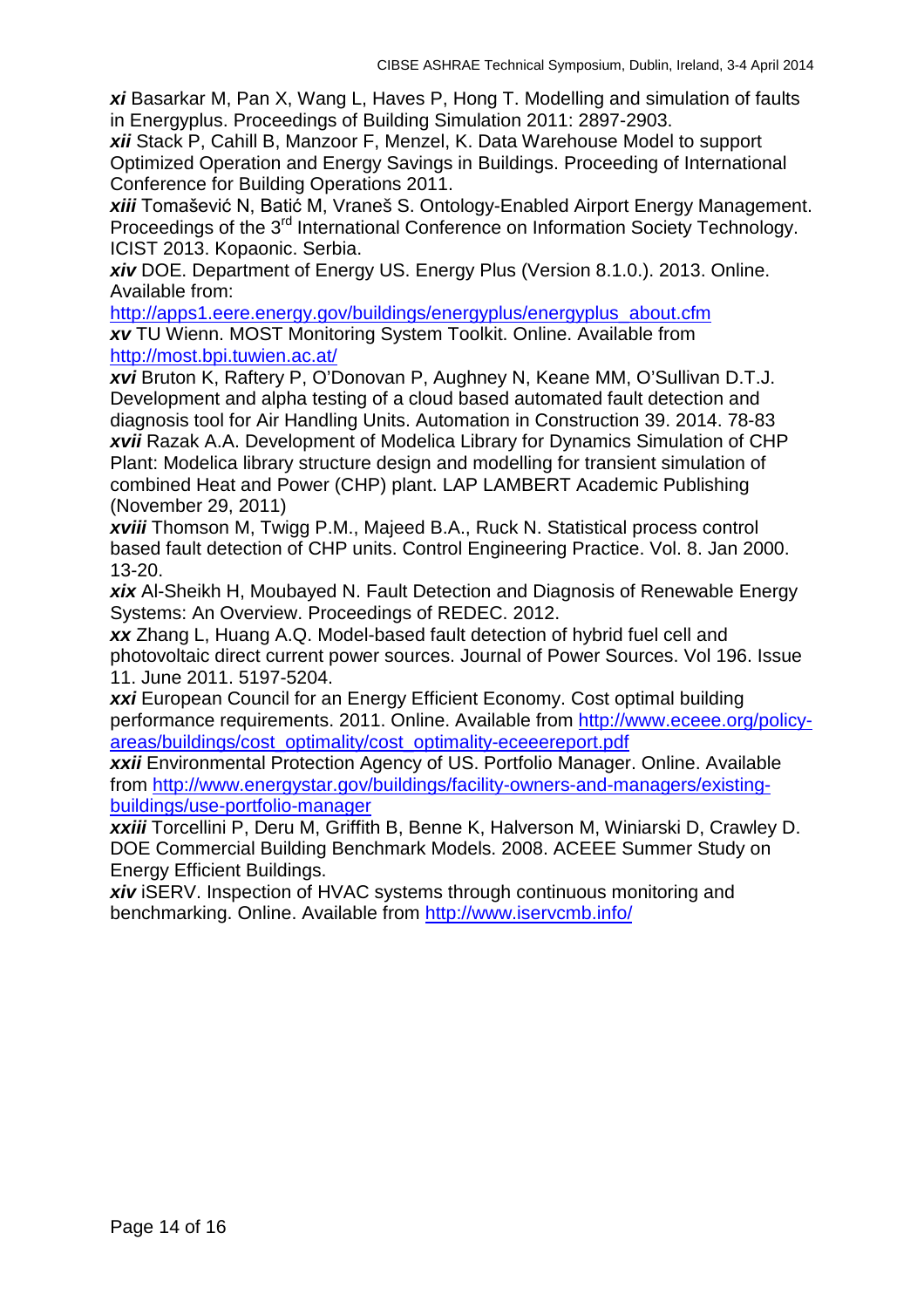***xi*** Basarkar M, Pan X, Wang L, Haves P, Hong T. Modelling and simulation of faults in Energyplus. Proceedings of Building Simulation 2011: 2897-2903.
***xii*** Stack P, Cahill B, Manzoor F, Menzel, K. Data Warehouse Model to support Optimized Operation and Energy Savings in Buildings. Proceeding of International Conference for Building Operations 2011.
***xiii*** Tomašević N, Batić M, Vraneš S. Ontology-Enabled Airport Energy Management. Proceedings of the 3rd International Conference on Information Society Technology. ICIST 2013. Kopaonic. Serbia.
***xiv*** DOE. Department of Energy US. Energy Plus (Version 8.1.0.). 2013. Online. Available from:
http://apps1.eere.energy.gov/buildings/energyplus/energyplus_about.cfm
***xv*** TU Wienn. MOST Monitoring System Toolkit. Online. Available from http://most.bpi.tuwien.ac.at/
***xvi*** Bruton K, Raftery P, O'Donovan P, Aughney N, Keane MM, O'Sullivan D.T.J. Development and alpha testing of a cloud based automated fault detection and diagnosis tool for Air Handling Units. Automation in Construction 39. 2014. 78-83
***xvii*** Razak A.A. Development of Modelica Library for Dynamics Simulation of CHP Plant: Modelica library structure design and modelling for transient simulation of combined Heat and Power (CHP) plant. LAP LAMBERT Academic Publishing (November 29, 2011)
***xviii*** Thomson M, Twigg P.M., Majeed B.A., Ruck N. Statistical process control based fault detection of CHP units. Control Engineering Practice. Vol. 8. Jan 2000. 13-20.
***xix*** Al-Sheikh H, Moubayed N. Fault Detection and Diagnosis of Renewable Energy Systems: An Overview. Proceedings of REDEC. 2012.
***xx*** Zhang L, Huang A.Q. Model-based fault detection of hybrid fuel cell and photovoltaic direct current power sources. Journal of Power Sources. Vol 196. Issue 11. June 2011. 5197-5204.
***xxi*** European Council for an Energy Efficient Economy. Cost optimal building performance requirements. 2011. Online. Available from http://www.eceee.org/policy-areas/buildings/cost_optimality/cost_optimality-eceeereport.pdf
***xxii*** Environmental Protection Agency of US. Portfolio Manager. Online. Available from http://www.energystar.gov/buildings/facility-owners-and-managers/existing-buildings/use-portfolio-manager
***xxiii*** Torcellini P, Deru M, Griffith B, Benne K, Halverson M, Winiarski D, Crawley D. DOE Commercial Building Benchmark Models. 2008. ACEEE Summer Study on Energy Efficient Buildings.
***xiv*** iSERV. Inspection of HVAC systems through continuous monitoring and benchmarking. Online. Available from http://www.iservcmb.info/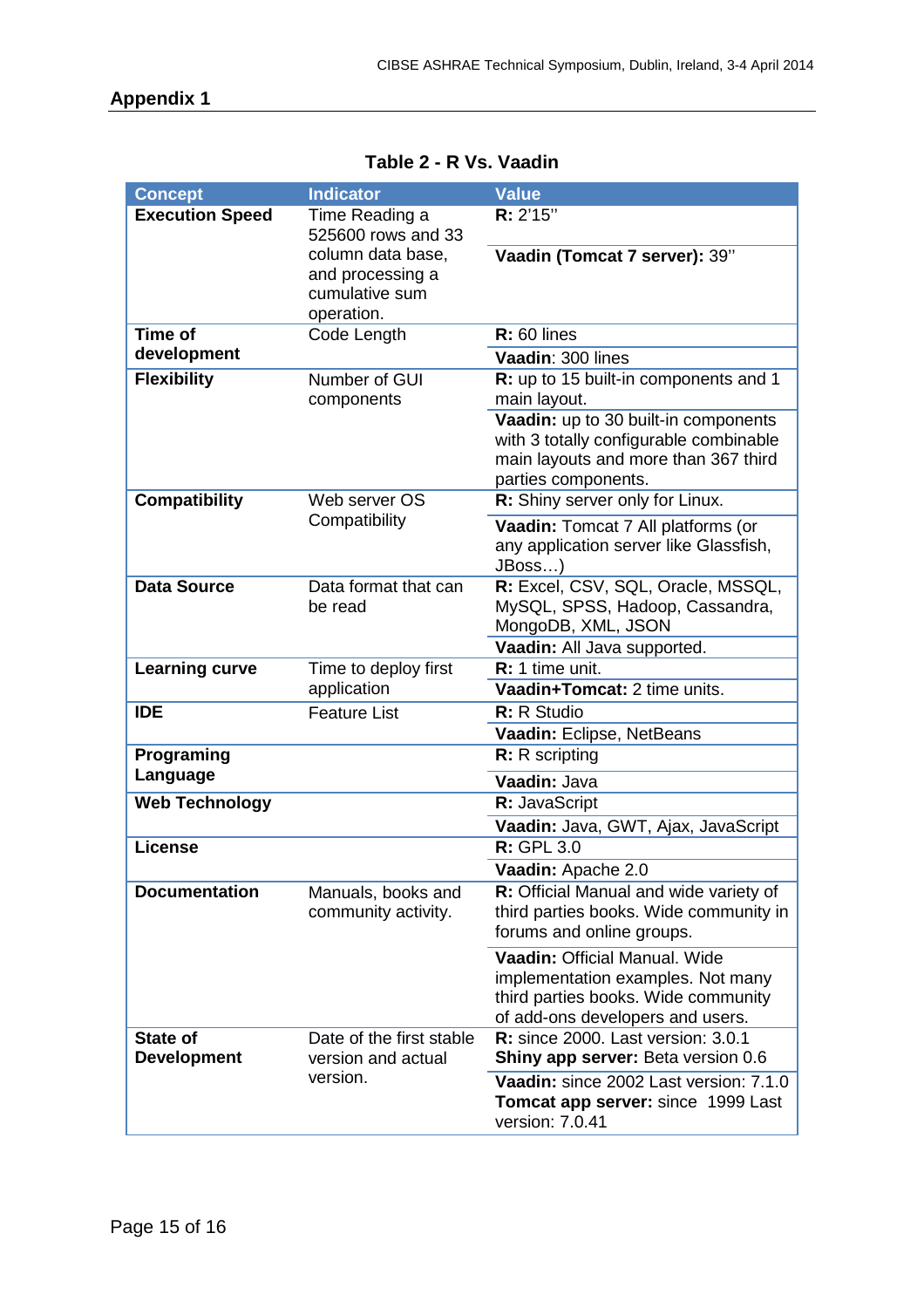## Appendix 1

**Table 2 - R Vs. Vaadin**

| Concept | Indicator | Value |
|---|---|---|
| **Execution Speed** | Time Reading a 525600 rows and 33 column data base, and processing a cumulative sum operation. | **R:** 2'15'' |
| | | **Vaadin (Tomcat 7 server):** 39'' |
| **Time of development** | Code Length | **R:** 60 lines |
| | | **Vaadin**: 300 lines |
| **Flexibility** | Number of GUI components | **R:** up to 15 built-in components and 1 main layout. |
| | | **Vaadin:** up to 30 built-in components with 3 totally configurable combinable main layouts and more than 367 third parties components. |
| **Compatibility** | Web server OS Compatibility | **R:** Shiny server only for Linux. |
| | | **Vaadin:** Tomcat 7 All platforms (or any application server like Glassfish, JBoss…) |
| **Data Source** | Data format that can be read | **R:** Excel, CSV, SQL, Oracle, MSSQL, MySQL, SPSS, Hadoop, Cassandra, MongoDB, XML, JSON |
| | | **Vaadin:** All Java supported. |
| **Learning curve** | Time to deploy first application | **R:** 1 time unit. |
| | | **Vaadin+Tomcat:** 2 time units. |
| **IDE** | Feature List | **R:** R Studio |
| | | **Vaadin:** Eclipse, NetBeans |
| **Programing Language** | | **R:** R scripting |
| | | **Vaadin:** Java |
| **Web Technology** | | **R:** JavaScript |
| | | **Vaadin:** Java, GWT, Ajax, JavaScript |
| **License** | | **R:** GPL 3.0 |
| | | **Vaadin:** Apache 2.0 |
| **Documentation** | Manuals, books and community activity. | **R:** Official Manual and wide variety of third parties books. Wide community in forums and online groups. |
| | | **Vaadin:** Official Manual. Wide implementation examples. Not many third parties books. Wide community of add-ons developers and users. |
| **State of Development** | Date of the first stable version and actual version. | **R:** since 2000. Last version: 3.0.1 **Shiny app server:** Beta version 0.6 |
| | | **Vaadin:** since 2002 Last version: 7.1.0 **Tomcat app server:** since 1999 Last version: 7.0.41 |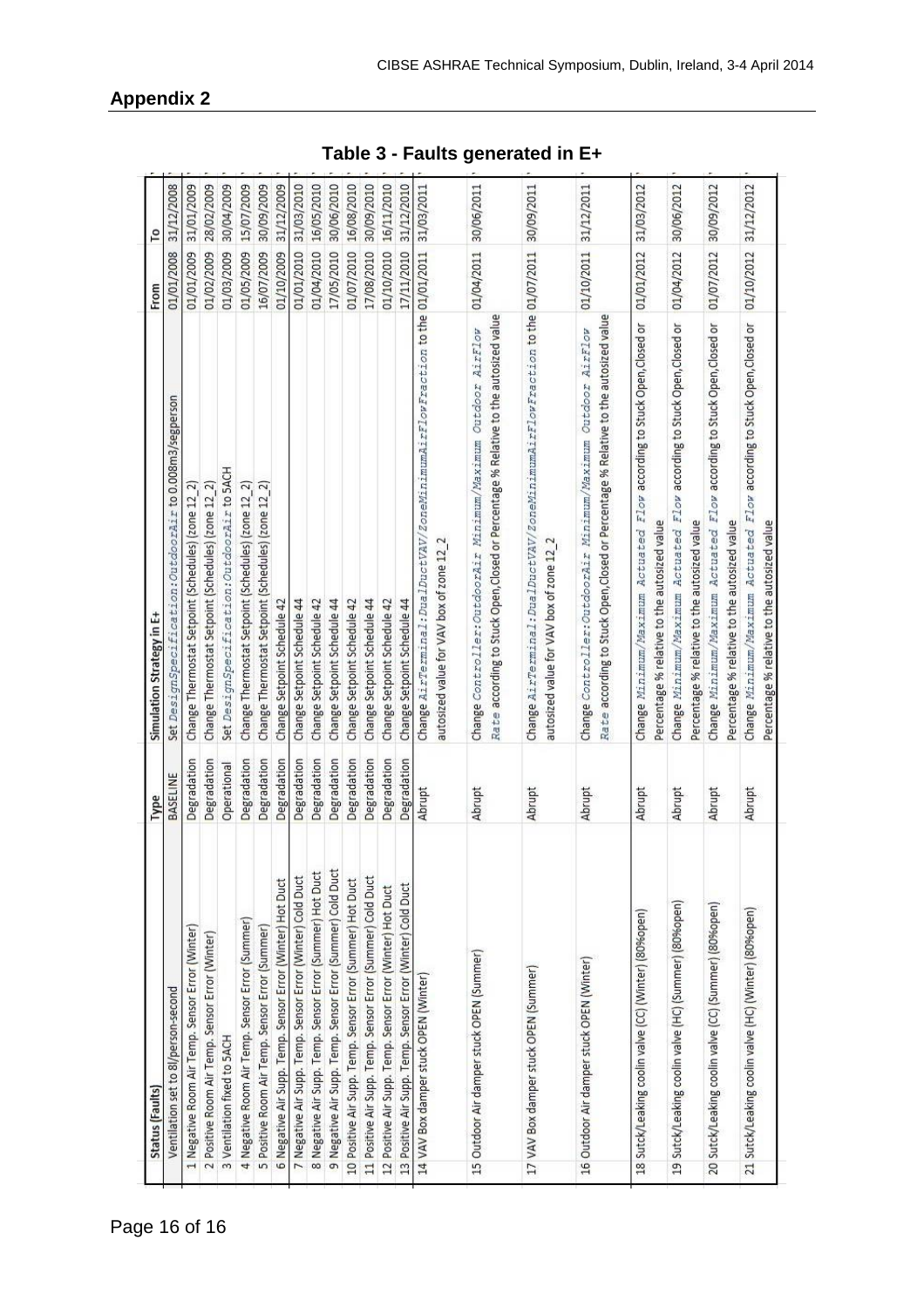## Appendix 2

**Table 3 - Faults generated in E+**

| Status (Faults) | Type | Simulation Strategy in E+ | From | To |
|---|---|---|---|---|
| Ventilation set to 8l/person-second | BASELINE | Set DesignSpecification:OutdoorAir to 0.008m3/segperson | 01/01/2008 | 31/12/2008 |
| 1 Negative Room Air Temp. Sensor Error (Winter) | Degradation | Change Thermostat Setpoint (Schedules) (zone 12_2) | 01/01/2009 | 31/01/2009 |
| 2 Positive Room Air Temp. Sensor Error (Winter) | Degradation | Change Thermostat Setpoint (Schedules) (zone 12_2) | 01/02/2009 | 28/02/2009 |
| 3 Ventilation fixed to 5ACH | Operational | Set DesignSpecification:OutdoorAir to 5ACH | 01/03/2009 | 30/04/2009 |
| 4 Negative Room Air Temp. Sensor Error (Summer) | Degradation | Change Thermostat Setpoint (Schedules) (zone 12_2) | 01/05/2009 | 15/07/2009 |
| 5 Positive Room Air Temp. Sensor Error (Summer) | Degradation | Change Thermostat Setpoint (Schedules) (zone 12_2) | 16/07/2009 | 30/09/2009 |
| 6 Negative Air Supp. Temp. Sensor Error (Winter) Hot Duct | Degradation | Change Setpoint Schedule 42 | 01/10/2009 | 31/12/2009 |
| 7 Negative Air Supp. Temp. Sensor Error (Winter) Cold Duct | Degradation | Change Setpoint Schedule 44 | 01/01/2010 | 31/03/2010 |
| 8 Negative Air Supp. Temp. Sensor Error (Summer) Hot Duct | Degradation | Change Setpoint Schedule 42 | 01/04/2010 | 16/05/2010 |
| 9 Negative Air Supp. Temp. Sensor Error (Summer) Cold Duct | Degradation | Change Setpoint Schedule 44 | 17/05/2010 | 30/06/2010 |
| 10 Positive Air Supp. Temp. Sensor Error (Summer) Hot Duct | Degradation | Change Setpoint Schedule 42 | 01/07/2010 | 16/08/2010 |
| 11 Positive Air Supp. Temp. Sensor Error (Summer) Cold Duct | Degradation | Change Setpoint Schedule 44 | 17/08/2010 | 30/09/2010 |
| 12 Positive Air Supp. Temp. Sensor Error (Winter) Hot Duct | Degradation | Change Setpoint Schedule 42 | 01/10/2010 | 16/11/2010 |
| 13 Positive Air Supp. Temp. Sensor Error (Winter) Cold Duct | Degradation | Change Setpoint Schedule 44 | 17/11/2010 | 31/12/2010 |
| 14 VAV Box damper stuck OPEN (Winter) | Abrupt | Change AirTerminal:DualDuctVAV/ZoneMinimumAirFlowFraction to the autosized value for VAV box of zone 12_2 | 01/01/2011 | 31/03/2011 |
| 15 Outdoor Air damper stuck OPEN (Summer) | Abrupt | Change Controller:OutdoorAir Minimum/Maximum Outdoor AirFlow Rate according to Stuck Open,Closed or Percentage % Relative to the autosized value | 01/04/2011 | 30/06/2011 |
| 17 VAV Box damper stuck OPEN (Summer) | Abrupt | Change AirTerminal:DualDuctVAV/ZoneMinimumAirFlowFraction to the autosized value for VAV box of zone 12_2 | 01/07/2011 | 30/09/2011 |
| 16 Outdoor Air damper stuck OPEN (Winter) | Abrupt | Change Controller:OutdoorAir Minimum/Maximum Outdoor AirFlow Rate according to Stuck Open,Closed or Percentage % Relative to the autosized value | 01/10/2011 | 31/12/2011 |
| 18 Sutck/Leaking coolin valve (CC) (Winter) (80%open) | Abrupt | Change Minimum/Maximum Actuated Flow according to Stuck Open,Closed or Percentage % relative to the autosized value | 01/01/2012 | 31/03/2012 |
| 19 Sutck/Leaking coolin valve (HC) (Summer) (80%open) | Abrupt | Change Minimum/Maximum Actuated Flow according to Stuck Open,Closed or Percentage % relative to the autosized value | 01/04/2012 | 30/06/2012 |
| 20 Sutck/Leaking coolin valve (CC) (Summer) (80%open) | Abrupt | Change Minimum/Maximum Actuated Flow according to Stuck Open,Closed or Percentage % relative to the autosized value | 01/07/2012 | 30/09/2012 |
| 21 Sutck/Leaking coolin valve (HC) (Winter) (80%open) | Abrupt | Change Minimum/Maximum Actuated Flow according to Stuck Open,Closed or Percentage % relative to the autosized value | 01/10/2012 | 31/12/2012 |